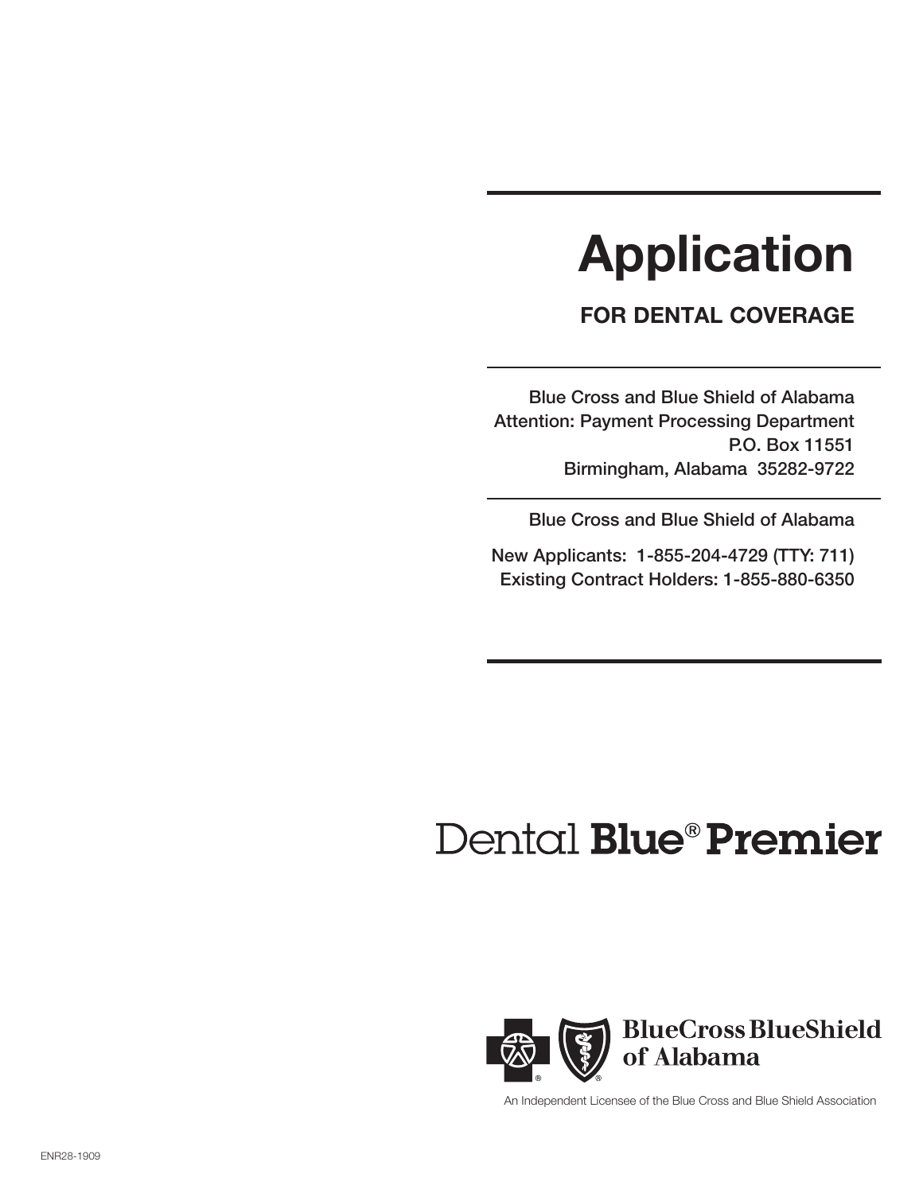# Application

## FOR DENTAL COVERAGE

Blue Cross and Blue Shield of Alabama
Attention: Payment Processing Department
P.O. Box 11551
Birmingham, Alabama 35282-9722

Blue Cross and Blue Shield of Alabama

New Applicants: 1-855-204-4729 (TTY: 711)
Existing Contract Holders: 1-855-880-6350

Dental **Blue® Premier**

BlueCross BlueShield of Alabama

An Independent Licensee of the Blue Cross and Blue Shield Association

ENR28-1909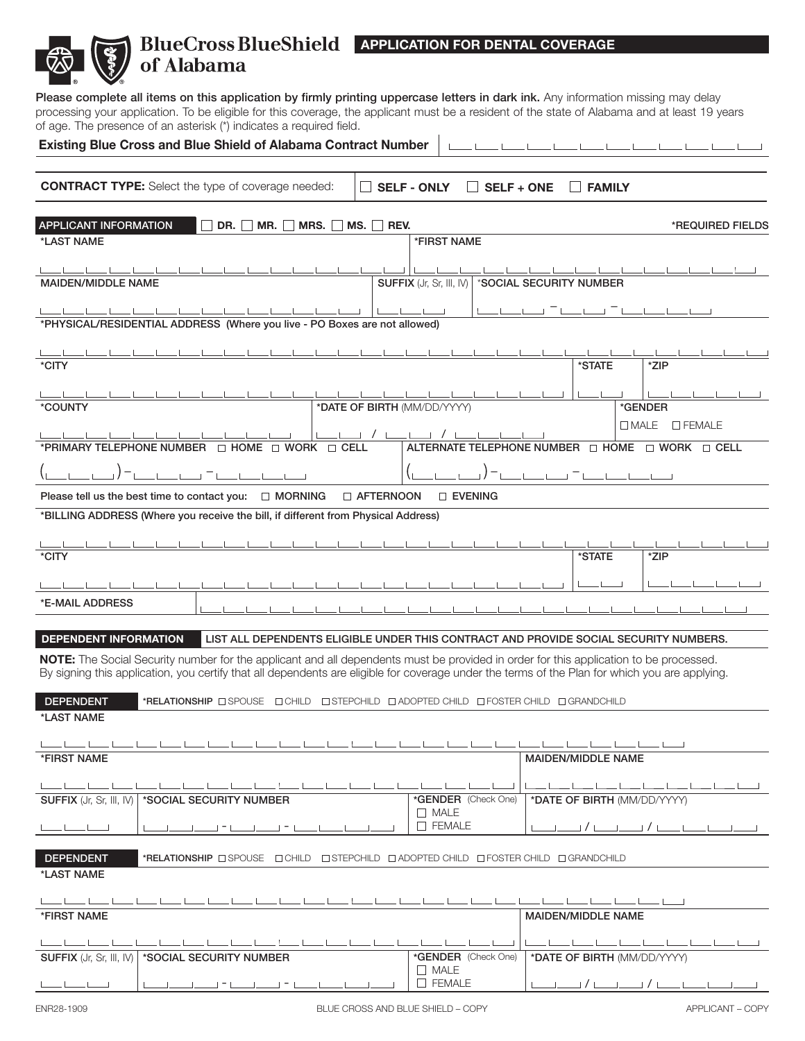# BlueCross BlueShield of Alabama

## APPLICATION FOR DENTAL COVERAGE

**Please complete all items on this application by firmly printing uppercase letters in dark ink.** Any information missing may delay processing your application. To be eligible for this coverage, the applicant must be a resident of the state of Alabama and at least 19 years of age. The presence of an asterisk (*) indicates a required field.

**Existing Blue Cross and Blue Shield of Alabama Contract Number** ___________

**CONTRACT TYPE:** Select the type of coverage needed: ☐ **SELF - ONLY** ☐ **SELF + ONE** ☐ **FAMILY**

## APPLICANT INFORMATION ☐ DR. ☐ MR. ☐ MRS. ☐ MS. ☐ REV.

*REQUIRED FIELDS

| *LAST NAME | *FIRST NAME |
|---|---|
| | |

| MAIDEN/MIDDLE NAME | SUFFIX (Jr, Sr, III, IV) | *SOCIAL SECURITY NUMBER |
|---|---|---|
| | | ___ - __ - ____ |

*PHYSICAL/RESIDENTIAL ADDRESS (Where you live - PO Boxes are not allowed)

| *CITY | *STATE | *ZIP |
|---|---|---|
| | | |

| *COUNTY | *DATE OF BIRTH (MM/DD/YYYY) | *GENDER |
|---|---|---|
| | __ / __ / ____ | ☐ MALE ☐ FEMALE |

| *PRIMARY TELEPHONE NUMBER ☐ HOME ☐ WORK ☐ CELL | ALTERNATE TELEPHONE NUMBER ☐ HOME ☐ WORK ☐ CELL |
|---|---|
| ( ) - - | ( ) - - |

Please tell us the best time to contact you: ☐ MORNING ☐ AFTERNOON ☐ EVENING

*BILLING ADDRESS (Where you receive the bill, if different from Physical Address)

| *CITY | *STATE | *ZIP |
|---|---|---|
| | | |

*E-MAIL ADDRESS

## DEPENDENT INFORMATION

LIST ALL DEPENDENTS ELIGIBLE UNDER THIS CONTRACT AND PROVIDE SOCIAL SECURITY NUMBERS.

**NOTE:** The Social Security number for the applicant and all dependents must be provided in order for this application to be processed. By signing this application, you certify that all dependents are eligible for coverage under the terms of the Plan for which you are applying.

### DEPENDENT

*RELATIONSHIP ☐ SPOUSE ☐ CHILD ☐ STEPCHILD ☐ ADOPTED CHILD ☐ FOSTER CHILD ☐ GRANDCHILD

*LAST NAME

| *FIRST NAME | MAIDEN/MIDDLE NAME |
|---|---|
| | |

| SUFFIX (Jr, Sr, III, IV) | *SOCIAL SECURITY NUMBER | *GENDER (Check One) | *DATE OF BIRTH (MM/DD/YYYY) |
|---|---|---|---|
| | ___ - __ - ____ | ☐ MALE ☐ FEMALE | __ / __ / ____ |

### DEPENDENT

*RELATIONSHIP ☐ SPOUSE ☐ CHILD ☐ STEPCHILD ☐ ADOPTED CHILD ☐ FOSTER CHILD ☐ GRANDCHILD

*LAST NAME

| *FIRST NAME | MAIDEN/MIDDLE NAME |
|---|---|
| | |

| SUFFIX (Jr, Sr, III, IV) | *SOCIAL SECURITY NUMBER | *GENDER (Check One) | *DATE OF BIRTH (MM/DD/YYYY) |
|---|---|---|---|
| | ___ - __ - ____ | ☐ MALE ☐ FEMALE | __ / __ / ____ |

ENR28-1909 BLUE CROSS AND BLUE SHIELD – COPY APPLICANT – COPY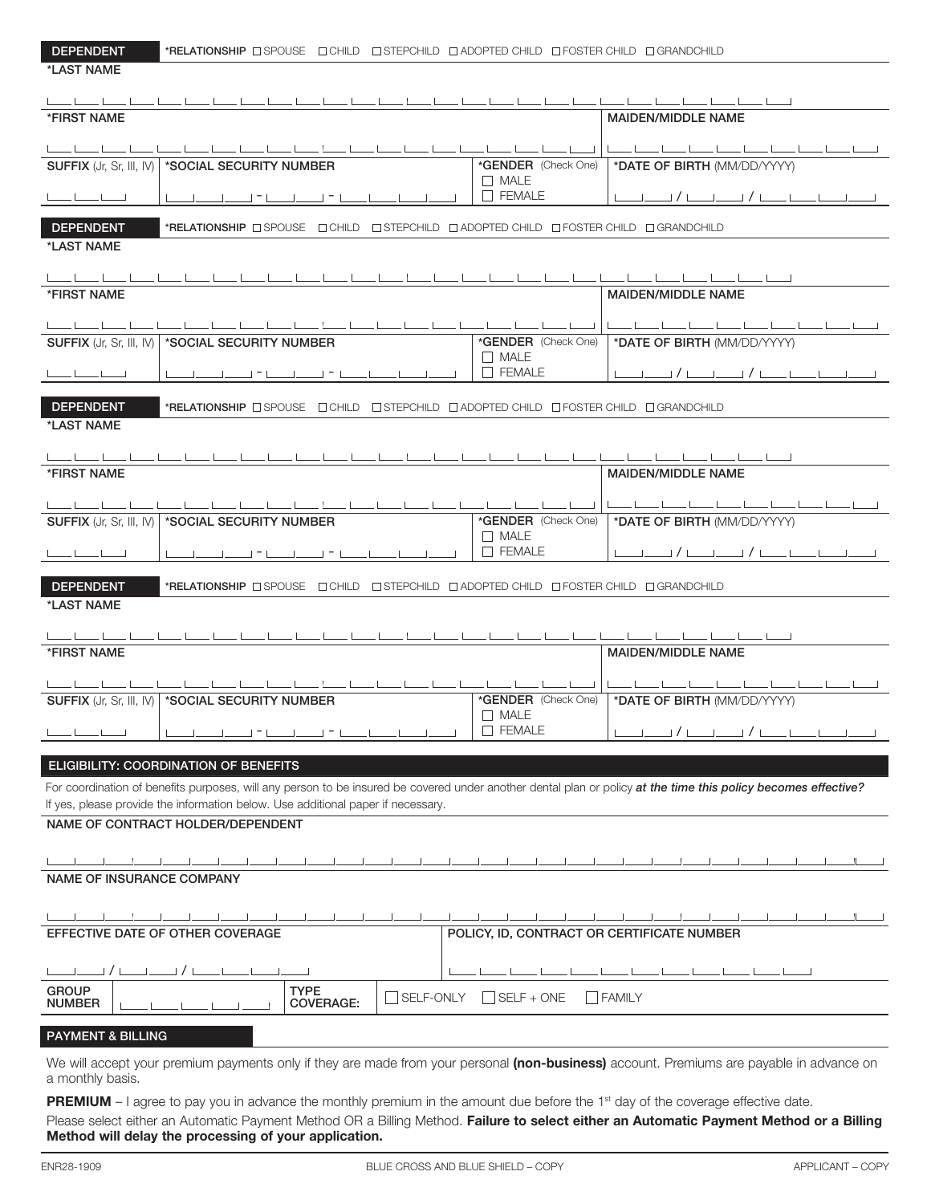**DEPENDENT** **\*RELATIONSHIP** ☐ SPOUSE ☐ CHILD ☐ STEPCHILD ☐ ADOPTED CHILD ☐ FOSTER CHILD ☐ GRANDCHILD

**\*LAST NAME**

**\*FIRST NAME** | **MAIDEN/MIDDLE NAME**

**SUFFIX** (Jr, Sr, III, IV) | **\*SOCIAL SECURITY NUMBER** | **\*GENDER** (Check One) ☐ MALE ☐ FEMALE | **\*DATE OF BIRTH** (MM/DD/YYYY)

**DEPENDENT** **\*RELATIONSHIP** ☐ SPOUSE ☐ CHILD ☐ STEPCHILD ☐ ADOPTED CHILD ☐ FOSTER CHILD ☐ GRANDCHILD

**\*LAST NAME**

**\*FIRST NAME** | **MAIDEN/MIDDLE NAME**

**SUFFIX** (Jr, Sr, III, IV) | **\*SOCIAL SECURITY NUMBER** | **\*GENDER** (Check One) ☐ MALE ☐ FEMALE | **\*DATE OF BIRTH** (MM/DD/YYYY)

**DEPENDENT** **\*RELATIONSHIP** ☐ SPOUSE ☐ CHILD ☐ STEPCHILD ☐ ADOPTED CHILD ☐ FOSTER CHILD ☐ GRANDCHILD

**\*LAST NAME**

**\*FIRST NAME** | **MAIDEN/MIDDLE NAME**

**SUFFIX** (Jr, Sr, III, IV) | **\*SOCIAL SECURITY NUMBER** | **\*GENDER** (Check One) ☐ MALE ☐ FEMALE | **\*DATE OF BIRTH** (MM/DD/YYYY)

**DEPENDENT** **\*RELATIONSHIP** ☐ SPOUSE ☐ CHILD ☐ STEPCHILD ☐ ADOPTED CHILD ☐ FOSTER CHILD ☐ GRANDCHILD

**\*LAST NAME**

**\*FIRST NAME** | **MAIDEN/MIDDLE NAME**

**SUFFIX** (Jr, Sr, III, IV) | **\*SOCIAL SECURITY NUMBER** | **\*GENDER** (Check One) ☐ MALE ☐ FEMALE | **\*DATE OF BIRTH** (MM/DD/YYYY)

## ELIGIBILITY: COORDINATION OF BENEFITS

For coordination of benefits purposes, will any person to be insured be covered under another dental plan or policy ***at the time this policy becomes effective?*** If yes, please provide the information below. Use additional paper if necessary.

**NAME OF CONTRACT HOLDER/DEPENDENT**

**NAME OF INSURANCE COMPANY**

**EFFECTIVE DATE OF OTHER COVERAGE** | **POLICY, ID, CONTRACT OR CERTIFICATE NUMBER**

**GROUP NUMBER** | **TYPE COVERAGE:** ☐ SELF-ONLY ☐ SELF + ONE ☐ FAMILY

## PAYMENT & BILLING

We will accept your premium payments only if they are made from your personal **(non-business)** account. Premiums are payable in advance on a monthly basis.

**PREMIUM** – I agree to pay you in advance the monthly premium in the amount due before the 1st day of the coverage effective date.

Please select either an Automatic Payment Method OR a Billing Method. **Failure to select either an Automatic Payment Method or a Billing Method will delay the processing of your application.**

ENR28-1909 BLUE CROSS AND BLUE SHIELD – COPY APPLICANT – COPY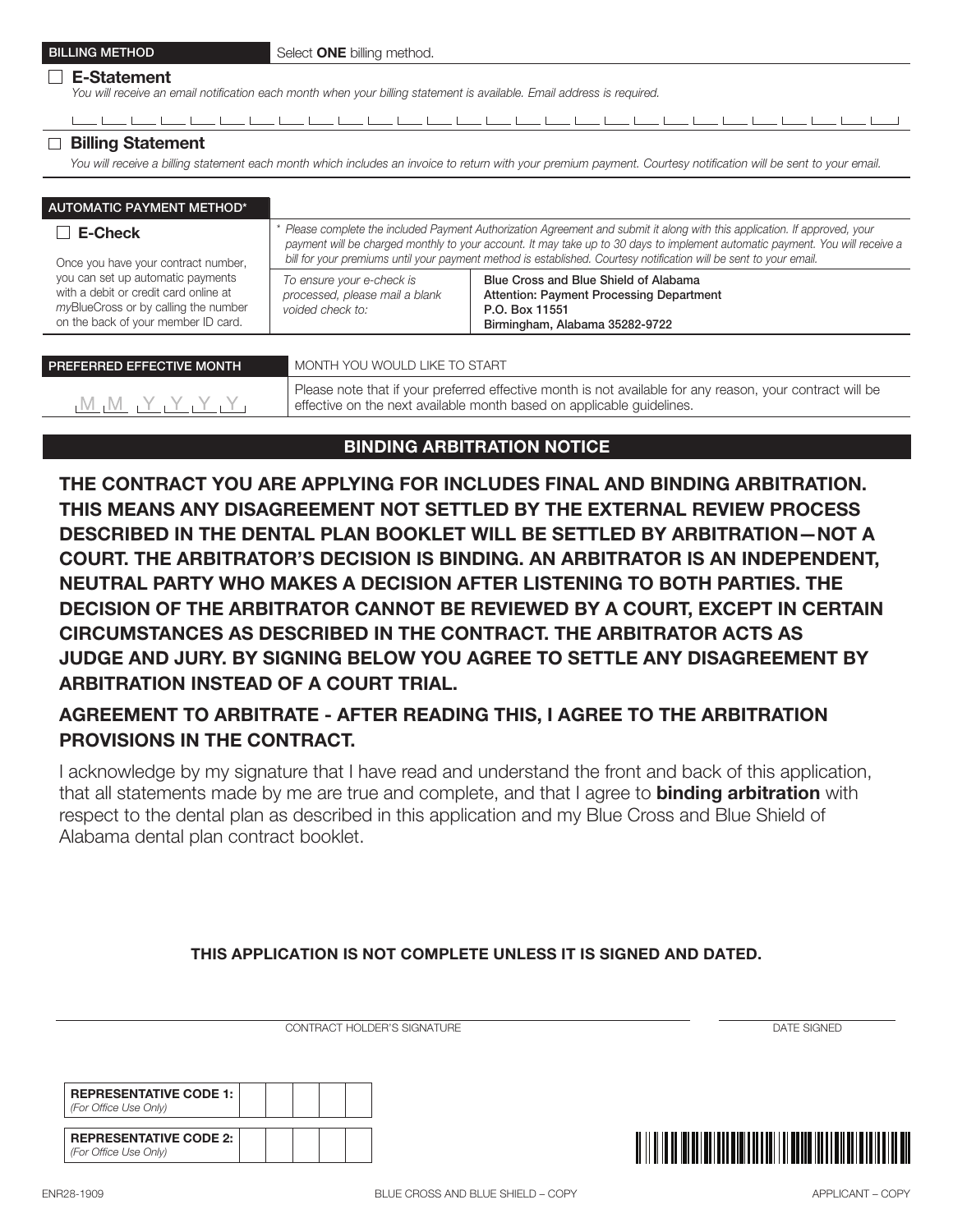**BILLING METHOD** — Select **ONE** billing method.

☐ **E-Statement**

*You will receive an email notification each month when your billing statement is available. Email address is required.*

☐ **Billing Statement**

*You will receive a billing statement each month which includes an invoice to return with your premium payment. Courtesy notification will be sent to your email.*

| AUTOMATIC PAYMENT METHOD* | | |
|---|---|---|
| ☐ **E-Check**<br><br>Once you have your contract number, you can set up automatic payments with a debit or credit card online at *my*BlueCross or by calling the number on the back of your member ID card. | *\* Please complete the included Payment Authorization Agreement and submit it along with this application. If approved, your payment will be charged monthly to your account. It may take up to 30 days to implement automatic payment. You will receive a bill for your premiums until your payment method is established. Courtesy notification will be sent to your email.* | |
| | *To ensure your e-check is processed, please mail a blank voided check to:* | Blue Cross and Blue Shield of Alabama<br>Attention: Payment Processing Department<br>P.O. Box 11551<br>Birmingham, Alabama 35282-9722 |

| PREFERRED EFFECTIVE MONTH | MONTH YOU WOULD LIKE TO START |
|---|---|
| M M Y Y Y Y | Please note that if your preferred effective month is not available for any reason, your contract will be effective on the next available month based on applicable guidelines. |

## BINDING ARBITRATION NOTICE

**THE CONTRACT YOU ARE APPLYING FOR INCLUDES FINAL AND BINDING ARBITRATION. THIS MEANS ANY DISAGREEMENT NOT SETTLED BY THE EXTERNAL REVIEW PROCESS DESCRIBED IN THE DENTAL PLAN BOOKLET WILL BE SETTLED BY ARBITRATION—NOT A COURT. THE ARBITRATOR'S DECISION IS BINDING. AN ARBITRATOR IS AN INDEPENDENT, NEUTRAL PARTY WHO MAKES A DECISION AFTER LISTENING TO BOTH PARTIES. THE DECISION OF THE ARBITRATOR CANNOT BE REVIEWED BY A COURT, EXCEPT IN CERTAIN CIRCUMSTANCES AS DESCRIBED IN THE CONTRACT. THE ARBITRATOR ACTS AS JUDGE AND JURY. BY SIGNING BELOW YOU AGREE TO SETTLE ANY DISAGREEMENT BY ARBITRATION INSTEAD OF A COURT TRIAL.**

**AGREEMENT TO ARBITRATE - AFTER READING THIS, I AGREE TO THE ARBITRATION PROVISIONS IN THE CONTRACT.**

I acknowledge by my signature that I have read and understand the front and back of this application, that all statements made by me are true and complete, and that I agree to **binding arbitration** with respect to the dental plan as described in this application and my Blue Cross and Blue Shield of Alabama dental plan contract booklet.

**THIS APPLICATION IS NOT COMPLETE UNLESS IT IS SIGNED AND DATED.**

CONTRACT HOLDER'S SIGNATURE ____________________ DATE SIGNED ____________

| **REPRESENTATIVE CODE 1:** *(For Office Use Only)* | | | | | |
|---|---|---|---|---|---|

| **REPRESENTATIVE CODE 2:** *(For Office Use Only)* | | | | | |
|---|---|---|---|---|---|

ENR28-1909 BLUE CROSS AND BLUE SHIELD – COPY APPLICANT – COPY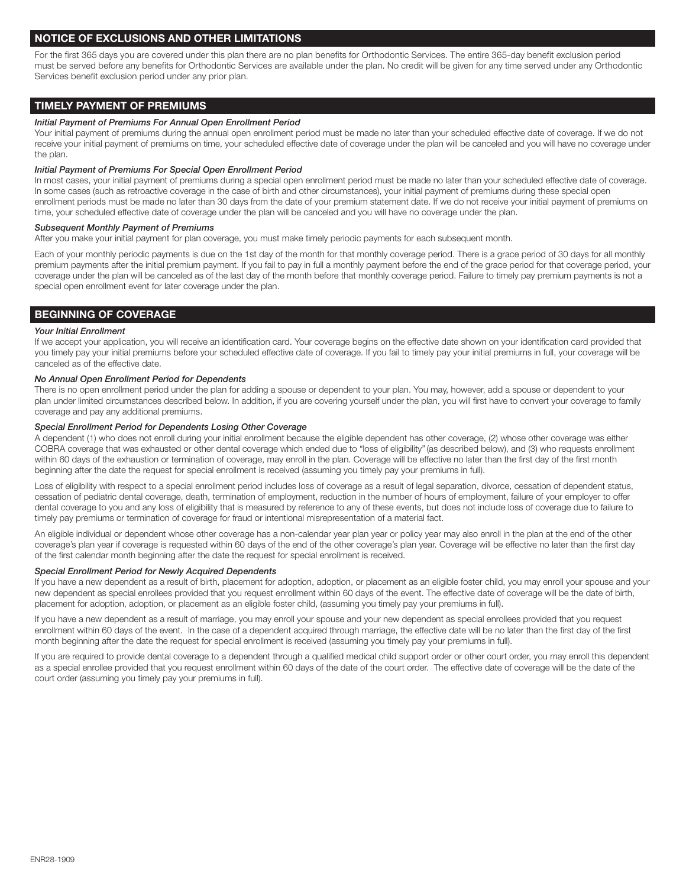## NOTICE OF EXCLUSIONS AND OTHER LIMITATIONS

For the first 365 days you are covered under this plan there are no plan benefits for Orthodontic Services. The entire 365-day benefit exclusion period must be served before any benefits for Orthodontic Services are available under the plan. No credit will be given for any time served under any Orthodontic Services benefit exclusion period under any prior plan.

## TIMELY PAYMENT OF PREMIUMS

***Initial Payment of Premiums For Annual Open Enrollment Period***

Your initial payment of premiums during the annual open enrollment period must be made no later than your scheduled effective date of coverage. If we do not receive your initial payment of premiums on time, your scheduled effective date of coverage under the plan will be canceled and you will have no coverage under the plan.

***Initial Payment of Premiums For Special Open Enrollment Period***

In most cases, your initial payment of premiums during a special open enrollment period must be made no later than your scheduled effective date of coverage. In some cases (such as retroactive coverage in the case of birth and other circumstances), your initial payment of premiums during these special open enrollment periods must be made no later than 30 days from the date of your premium statement date. If we do not receive your initial payment of premiums on time, your scheduled effective date of coverage under the plan will be canceled and you will have no coverage under the plan.

***Subsequent Monthly Payment of Premiums***

After you make your initial payment for plan coverage, you must make timely periodic payments for each subsequent month.

Each of your monthly periodic payments is due on the 1st day of the month for that monthly coverage period. There is a grace period of 30 days for all monthly premium payments after the initial premium payment. If you fail to pay in full a monthly payment before the end of the grace period for that coverage period, your coverage under the plan will be canceled as of the last day of the month before that monthly coverage period. Failure to timely pay premium payments is not a special open enrollment event for later coverage under the plan.

## BEGINNING OF COVERAGE

***Your Initial Enrollment***

If we accept your application, you will receive an identification card. Your coverage begins on the effective date shown on your identification card provided that you timely pay your initial premiums before your scheduled effective date of coverage. If you fail to timely pay your initial premiums in full, your coverage will be canceled as of the effective date.

***No Annual Open Enrollment Period for Dependents***

There is no open enrollment period under the plan for adding a spouse or dependent to your plan. You may, however, add a spouse or dependent to your plan under limited circumstances described below. In addition, if you are covering yourself under the plan, you will first have to convert your coverage to family coverage and pay any additional premiums.

***Special Enrollment Period for Dependents Losing Other Coverage***

A dependent (1) who does not enroll during your initial enrollment because the eligible dependent has other coverage, (2) whose other coverage was either COBRA coverage that was exhausted or other dental coverage which ended due to "loss of eligibility" (as described below), and (3) who requests enrollment within 60 days of the exhaustion or termination of coverage, may enroll in the plan. Coverage will be effective no later than the first day of the first month beginning after the date the request for special enrollment is received (assuming you timely pay your premiums in full).

Loss of eligibility with respect to a special enrollment period includes loss of coverage as a result of legal separation, divorce, cessation of dependent status, cessation of pediatric dental coverage, death, termination of employment, reduction in the number of hours of employment, failure of your employer to offer dental coverage to you and any loss of eligibility that is measured by reference to any of these events, but does not include loss of coverage due to failure to timely pay premiums or termination of coverage for fraud or intentional misrepresentation of a material fact.

An eligible individual or dependent whose other coverage has a non-calendar year plan year or policy year may also enroll in the plan at the end of the other coverage's plan year if coverage is requested within 60 days of the end of the other coverage's plan year. Coverage will be effective no later than the first day of the first calendar month beginning after the date the request for special enrollment is received.

***Special Enrollment Period for Newly Acquired Dependents***

If you have a new dependent as a result of birth, placement for adoption, adoption, or placement as an eligible foster child, you may enroll your spouse and your new dependent as special enrollees provided that you request enrollment within 60 days of the event. The effective date of coverage will be the date of birth, placement for adoption, adoption, or placement as an eligible foster child, (assuming you timely pay your premiums in full).

If you have a new dependent as a result of marriage, you may enroll your spouse and your new dependent as special enrollees provided that you request enrollment within 60 days of the event. In the case of a dependent acquired through marriage, the effective date will be no later than the first day of the first month beginning after the date the request for special enrollment is received (assuming you timely pay your premiums in full).

If you are required to provide dental coverage to a dependent through a qualified medical child support order or other court order, you may enroll this dependent as a special enrollee provided that you request enrollment within 60 days of the date of the court order. The effective date of coverage will be the date of the court order (assuming you timely pay your premiums in full).

ENR28-1909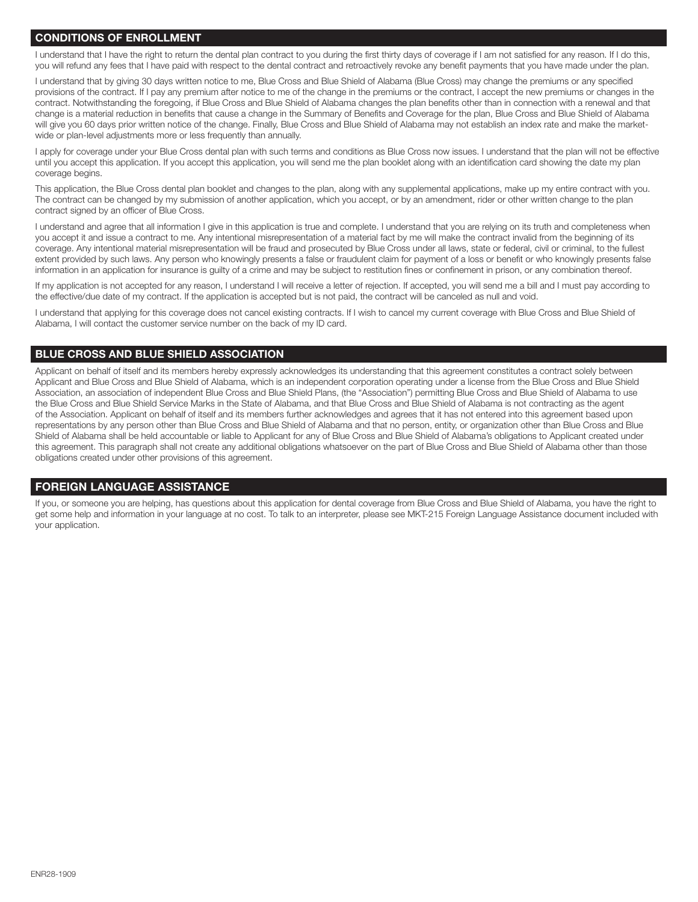## CONDITIONS OF ENROLLMENT

I understand that I have the right to return the dental plan contract to you during the first thirty days of coverage if I am not satisfied for any reason. If I do this, you will refund any fees that I have paid with respect to the dental contract and retroactively revoke any benefit payments that you have made under the plan.

I understand that by giving 30 days written notice to me, Blue Cross and Blue Shield of Alabama (Blue Cross) may change the premiums or any specified provisions of the contract. If I pay any premium after notice to me of the change in the premiums or the contract, I accept the new premiums or changes in the contract. Notwithstanding the foregoing, if Blue Cross and Blue Shield of Alabama changes the plan benefits other than in connection with a renewal and that change is a material reduction in benefits that cause a change in the Summary of Benefits and Coverage for the plan, Blue Cross and Blue Shield of Alabama will give you 60 days prior written notice of the change. Finally, Blue Cross and Blue Shield of Alabama may not establish an index rate and make the market-wide or plan-level adjustments more or less frequently than annually.

I apply for coverage under your Blue Cross dental plan with such terms and conditions as Blue Cross now issues. I understand that the plan will not be effective until you accept this application. If you accept this application, you will send me the plan booklet along with an identification card showing the date my plan coverage begins.

This application, the Blue Cross dental plan booklet and changes to the plan, along with any supplemental applications, make up my entire contract with you. The contract can be changed by my submission of another application, which you accept, or by an amendment, rider or other written change to the plan contract signed by an officer of Blue Cross.

I understand and agree that all information I give in this application is true and complete. I understand that you are relying on its truth and completeness when you accept it and issue a contract to me. Any intentional misrepresentation of a material fact by me will make the contract invalid from the beginning of its coverage. Any intentional material misrepresentation will be fraud and prosecuted by Blue Cross under all laws, state or federal, civil or criminal, to the fullest extent provided by such laws. Any person who knowingly presents a false or fraudulent claim for payment of a loss or benefit or who knowingly presents false information in an application for insurance is guilty of a crime and may be subject to restitution fines or confinement in prison, or any combination thereof.

If my application is not accepted for any reason, I understand I will receive a letter of rejection. If accepted, you will send me a bill and I must pay according to the effective/due date of my contract. If the application is accepted but is not paid, the contract will be canceled as null and void.

I understand that applying for this coverage does not cancel existing contracts. If I wish to cancel my current coverage with Blue Cross and Blue Shield of Alabama, I will contact the customer service number on the back of my ID card.

## BLUE CROSS AND BLUE SHIELD ASSOCIATION

Applicant on behalf of itself and its members hereby expressly acknowledges its understanding that this agreement constitutes a contract solely between Applicant and Blue Cross and Blue Shield of Alabama, which is an independent corporation operating under a license from the Blue Cross and Blue Shield Association, an association of independent Blue Cross and Blue Shield Plans, (the "Association") permitting Blue Cross and Blue Shield of Alabama to use the Blue Cross and Blue Shield Service Marks in the State of Alabama, and that Blue Cross and Blue Shield of Alabama is not contracting as the agent of the Association. Applicant on behalf of itself and its members further acknowledges and agrees that it has not entered into this agreement based upon representations by any person other than Blue Cross and Blue Shield of Alabama and that no person, entity, or organization other than Blue Cross and Blue Shield of Alabama shall be held accountable or liable to Applicant for any of Blue Cross and Blue Shield of Alabama's obligations to Applicant created under this agreement. This paragraph shall not create any additional obligations whatsoever on the part of Blue Cross and Blue Shield of Alabama other than those obligations created under other provisions of this agreement.

## FOREIGN LANGUAGE ASSISTANCE

If you, or someone you are helping, has questions about this application for dental coverage from Blue Cross and Blue Shield of Alabama, you have the right to get some help and information in your language at no cost. To talk to an interpreter, please see MKT-215 Foreign Language Assistance document included with your application.

ENR28-1909